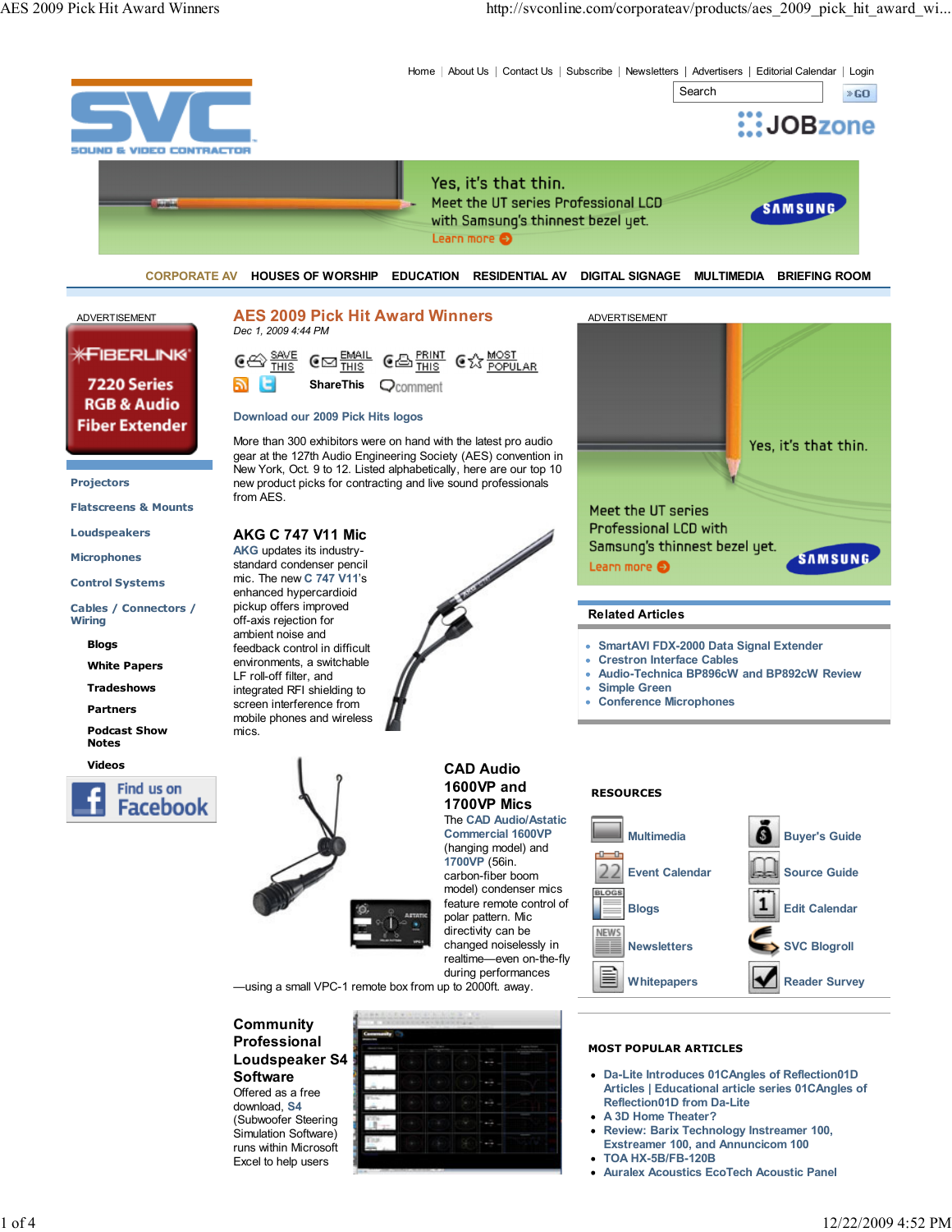Home | About Us | Contact Us | Subscribe | Newsletters | Advertisers | Editorial Calendar | Login

CORPORATE AV | HOUSES OF WORSHIP | EDUCATION | RESIDENTIAL AV | DIGITAL SIGNAGE | MULTIMEDIA | BRIEFING ROOM

# AES 2009 Pick Hit Award Winners

*Dec 1, 2009 4:44 PM*

SAVE THIS | EMAIL THIS | PRINT THIS | MOST POPULAR

ShareThis | comment

**Download our 2009 Pick Hits logos**

More than 300 exhibitors were on hand with the latest pro audio gear at the 127th Audio Engineering Society (AES) convention in New York, Oct. 9 to 12. Listed alphabetically, here are our top 10 new product picks for contracting and live sound professionals from AES.

## AKG C 747 V11 Mic

AKG updates its industry-standard condenser pencil mic. The new C 747 V11's enhanced hypercardioid pickup offers improved off-axis rejection for ambient noise and feedback control in difficult environments, a switchable LF roll-off filter, and integrated RFI shielding to screen interference from mobile phones and wireless mics.

## CAD Audio 1600VP and 1700VP Mics

The CAD Audio/Astatic Commercial 1600VP (hanging model) and 1700VP (56in. carbon-fiber boom model) condenser mics feature remote control of polar pattern. Mic directivity can be changed noiselessly in realtime—even on-the-fly during performances—using a small VPC-1 remote box from up to 2000ft. away.

## Community Professional Loudspeaker S4 Software

Offered as a free download, S4 (Subwoofer Steering Simulation Software) runs within Microsoft Excel to help users

---

- Projectors
- Flatscreens & Mounts
- Loudspeakers
- Microphones
- Control Systems
- Cables / Connectors / Wiring
- Blogs
- White Papers
- Tradeshows
- Partners
- Podcast Show Notes
- Videos

### Related Articles

- SmartAVI FDX-2000 Data Signal Extender
- Crestron Interface Cables
- Audio-Technica BP896cW and BP892cW Review
- Simple Green
- Conference Microphones

### RESOURCES

- Multimedia
- Buyer's Guide
- Event Calendar
- Source Guide
- Blogs
- Edit Calendar
- Newsletters
- SVC Blogroll
- Whitepapers
- Reader Survey

### MOST POPULAR ARTICLES

- Da-Lite Introduces 01CAngles of Reflection01D Articles | Educational article series 01CAngles of Reflection01D from Da-Lite
- A 3D Home Theater?
- Review: Barix Technology Instreamer 100, Exstreamer 100, and Annuncicom 100
- TOA HX-5B/FB-120B
- Auralex Acoustics EcoTech Acoustic Panel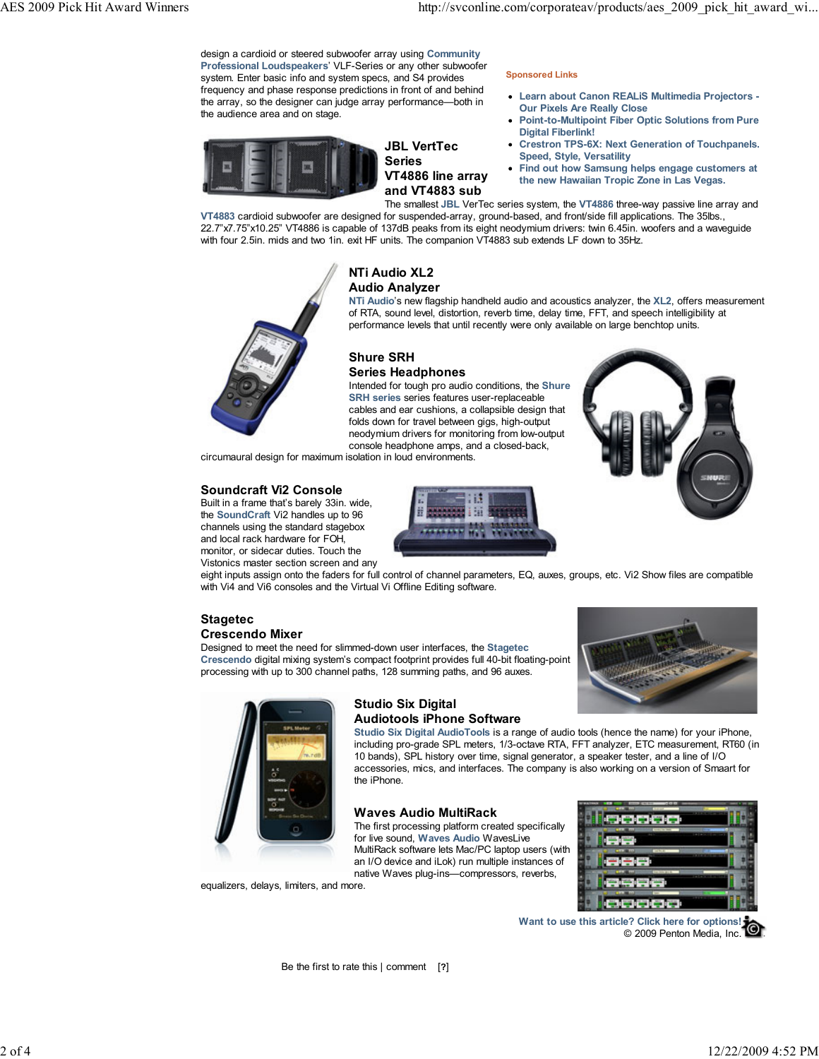design a cardioid or steered subwoofer array using **Community Professional Loudspeakers**' VLF-Series or any other subwoofer system. Enter basic info and system specs, and S4 provides frequency and phase response predictions in front of and behind the array, so the designer can judge array performance—both in the audience area and on stage.

**Sponsored Links**

- **Learn about Canon REALiS Multimedia Projectors - Our Pixels Are Really Close**
- **Point-to-Multipoint Fiber Optic Solutions from Pure Digital Fiberlink!**
- **Crestron TPS-6X: Next Generation of Touchpanels. Speed, Style, Versatility**
- **Find out how Samsung helps engage customers at the new Hawaiian Tropic Zone in Las Vegas.**

### JBL VertTec Series VT4886 line array and VT4883 sub

The smallest **JBL** VerTec series system, the **VT4886** three-way passive line array and **VT4883** cardioid subwoofer are designed for suspended-array, ground-based, and front/side fill applications. The 35lbs., 22.7"x7.75"x10.25" VT4886 is capable of 137dB peaks from its eight neodymium drivers: twin 6.45in. woofers and a waveguide with four 2.5in. mids and two 1in. exit HF units. The companion VT4883 sub extends LF down to 35Hz.

### NTi Audio XL2 Audio Analyzer

**NTi Audio**'s new flagship handheld audio and acoustics analyzer, the **XL2**, offers measurement of RTA, sound level, distortion, reverb time, delay time, FFT, and speech intelligibility at performance levels that until recently were only available on large benchtop units.

### Shure SRH Series Headphones

Intended for tough pro audio conditions, the **Shure SRH series** series features user-replaceable cables and ear cushions, a collapsible design that folds down for travel between gigs, high-output neodymium drivers for monitoring from low-output console headphone amps, and a closed-back, circumaural design for maximum isolation in loud environments.

### Soundcraft Vi2 Console

Built in a frame that's barely 33in. wide, the **SoundCraft** Vi2 handles up to 96 channels using the standard stagebox and local rack hardware for FOH, monitor, or sidecar duties. Touch the Vistonics master section screen and any eight inputs assign onto the faders for full control of channel parameters, EQ, auxes, groups, etc. Vi2 Show files are compatible with Vi4 and Vi6 consoles and the Virtual Vi Offline Editing software.

### Stagetec Crescendo Mixer

Designed to meet the need for slimmed-down user interfaces, the **Stagetec Crescendo** digital mixing system's compact footprint provides full 40-bit floating-point processing with up to 300 channel paths, 128 summing paths, and 96 auxes.

### Studio Six Digital Audiotools iPhone Software

**Studio Six Digital AudioTools** is a range of audio tools (hence the name) for your iPhone, including pro-grade SPL meters, 1/3-octave RTA, FFT analyzer, ETC measurement, RT60 (in 10 bands), SPL history over time, signal generator, a speaker tester, and a line of I/O accessories, mics, and interfaces. The company is also working on a version of Smaart for the iPhone.

### Waves Audio MultiRack

The first processing platform created specifically for live sound, **Waves Audio** WavesLive MultiRack software lets Mac/PC laptop users (with an I/O device and iLok) run multiple instances of native Waves plug-ins—compressors, reverbs, equalizers, delays, limiters, and more.

**Want to use this article? Click here for options!**
© 2009 Penton Media, Inc.

Be the first to rate this | comment [?]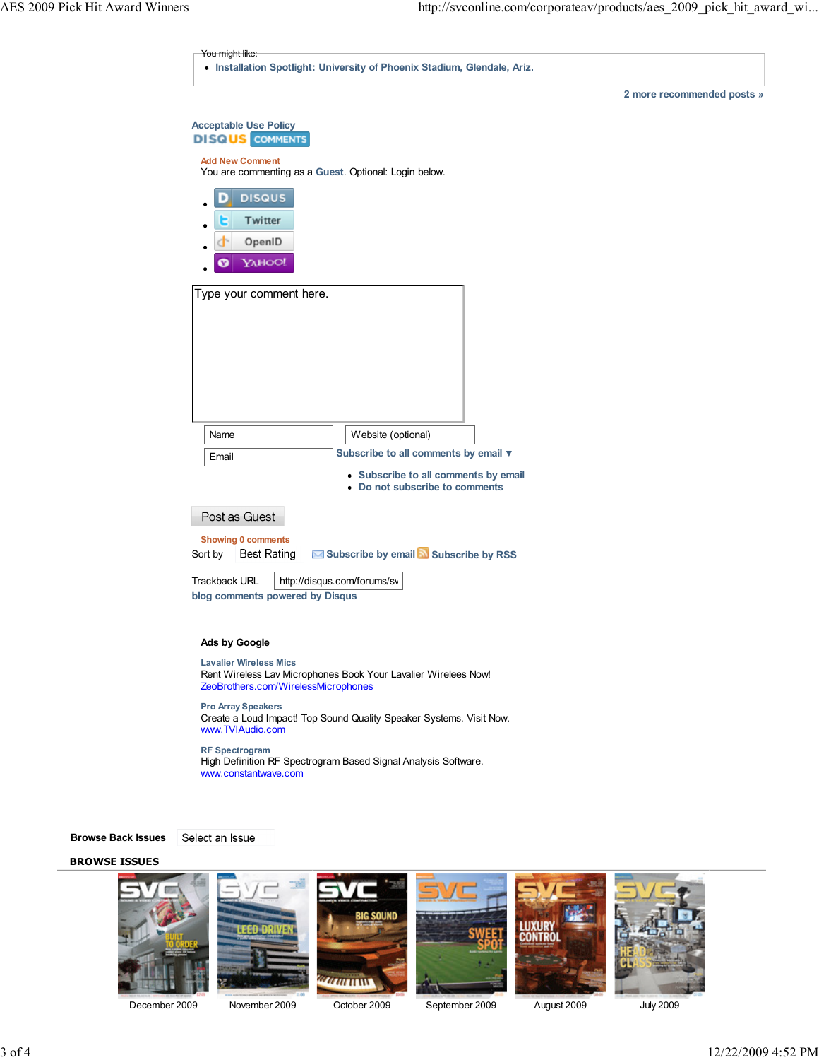You might like:

- Installation Spotlight: University of Phoenix Stadium, Glendale, Ariz.

2 more recommended posts »

Acceptable Use Policy

DISQUS COMMENTS

Add New Comment

You are commenting as a Guest. Optional: Login below.

- DISQUS
- Twitter
- OpenID
- YAHOO!

Type your comment here.

Name

Website (optional)

Email

Subscribe to all comments by email ▼

- Subscribe to all comments by email
- Do not subscribe to comments

Post as Guest

Showing 0 comments

Sort by Best Rating   Subscribe by email  Subscribe by RSS

Trackback URL http://disqus.com/forums/sv

blog comments powered by Disqus

**Ads by Google**

Lavalier Wireless Mics
Rent Wireless Lav Microphones Book Your Lavalier Wirelees Now!
ZeoBrothers.com/WirelessMicrophones

Pro Array Speakers
Create a Loud Impact! Top Sound Quality Speaker Systems. Visit Now.
www.TVIAudio.com

RF Spectrogram
High Definition RF Spectrogram Based Signal Analysis Software.
www.constantwave.com

**Browse Back Issues** Select an Issue

**BROWSE ISSUES**

December 2009 | November 2009 | October 2009 | September 2009 | August 2009 | July 2009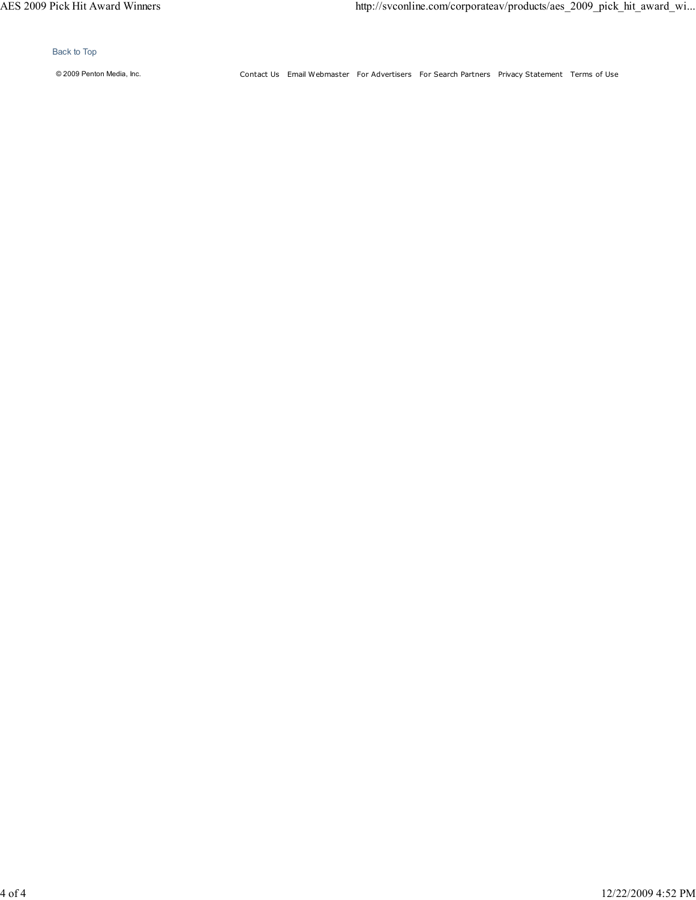Back to Top

© 2009 Penton Media, Inc.

Contact Us Email Webmaster For Advertisers For Search Partners Privacy Statement Terms of Use